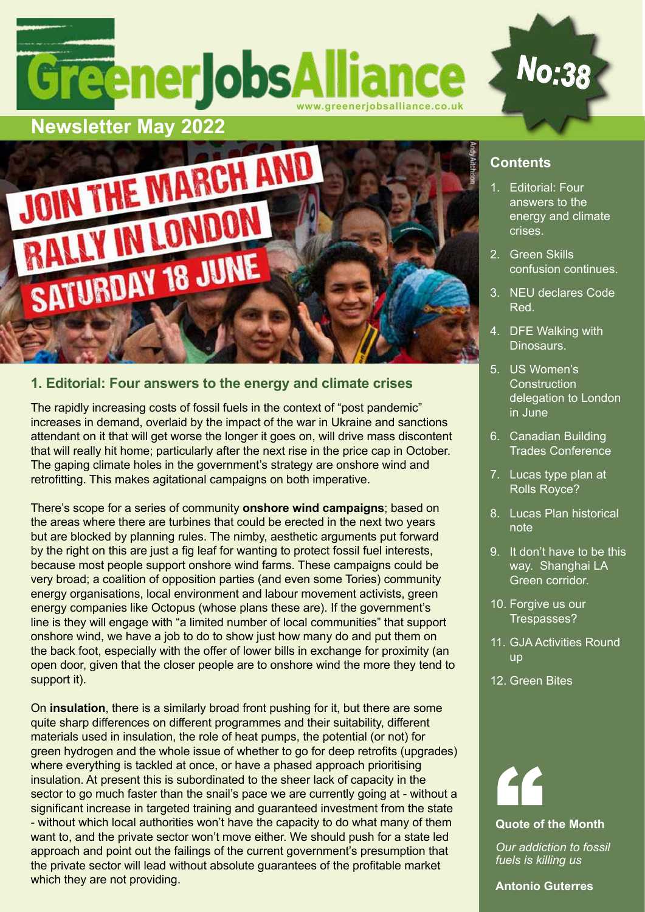# GreenerJobsAlliance

www.greenerjobsalliance.co.uk

No:38

## Newsletter May 2022

JOIN THE MARCH AND RALLY IN LONDON SATURDAY 18 JUNE

### Contents

1. Editorial: Four answers to the energy and climate crises.
2. Green Skills confusion continues.
3. NEU declares Code Red.
4. DFE Walking with Dinosaurs.
5. US Women's Construction delegation to London in June
6. Canadian Building Trades Conference
7. Lucas type plan at Rolls Royce?
8. Lucas Plan historical note
9. It don't have to be this way. Shanghai LA Green corridor.
10. Forgive us our Trespasses?
11. GJA Activities Round up
12. Green Bites

**Quote of the Month**

*Our addiction to fossil fuels is killing us*

**Antonio Guterres**

### 1. Editorial: Four answers to the energy and climate crises

The rapidly increasing costs of fossil fuels in the context of "post pandemic" increases in demand, overlaid by the impact of the war in Ukraine and sanctions attendant on it that will get worse the longer it goes on, will drive mass discontent that will really hit home; particularly after the next rise in the price cap in October. The gaping climate holes in the government's strategy are onshore wind and retrofitting. This makes agitational campaigns on both imperative.

There's scope for a series of community **onshore wind campaigns**; based on the areas where there are turbines that could be erected in the next two years but are blocked by planning rules. The nimby, aesthetic arguments put forward by the right on this are just a fig leaf for wanting to protect fossil fuel interests, because most people support onshore wind farms. These campaigns could be very broad; a coalition of opposition parties (and even some Tories) community energy organisations, local environment and labour movement activists, green energy companies like Octopus (whose plans these are). If the government's line is they will engage with "a limited number of local communities" that support onshore wind, we have a job to do to show just how many do and put them on the back foot, especially with the offer of lower bills in exchange for proximity (an open door, given that the closer people are to onshore wind the more they tend to support it).

On **insulation**, there is a similarly broad front pushing for it, but there are some quite sharp differences on different programmes and their suitability, different materials used in insulation, the role of heat pumps, the potential (or not) for green hydrogen and the whole issue of whether to go for deep retrofits (upgrades) where everything is tackled at once, or have a phased approach prioritising insulation. At present this is subordinated to the sheer lack of capacity in the sector to go much faster than the snail's pace we are currently going at - without a significant increase in targeted training and guaranteed investment from the state - without which local authorities won't have the capacity to do what many of them want to, and the private sector won't move either. We should push for a state led approach and point out the failings of the current government's presumption that the private sector will lead without absolute guarantees of the profitable market which they are not providing.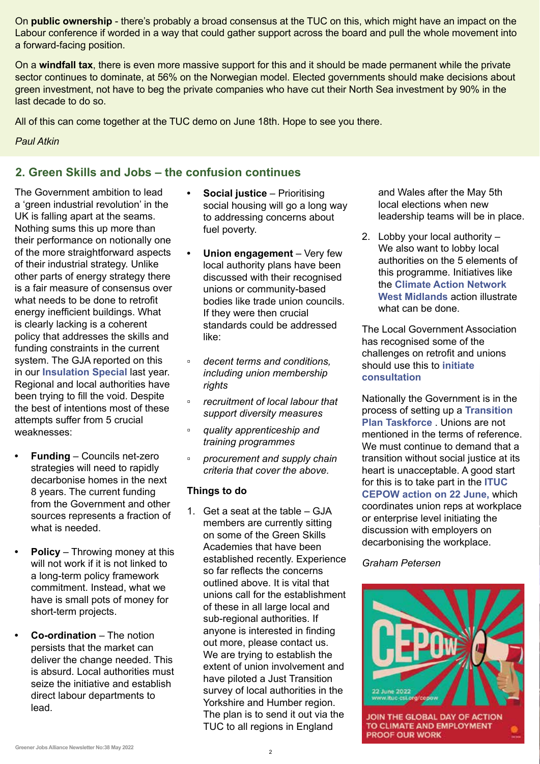On **public ownership** - there's probably a broad consensus at the TUC on this, which might have an impact on the Labour conference if worded in a way that could gather support across the board and pull the whole movement into a forward-facing position.

On a **windfall tax**, there is even more massive support for this and it should be made permanent while the private sector continues to dominate, at 56% on the Norwegian model. Elected governments should make decisions about green investment, not have to beg the private companies who have cut their North Sea investment by 90% in the last decade to do so.

All of this can come together at the TUC demo on June 18th. Hope to see you there.

*Paul Atkin*

## 2. Green Skills and Jobs – the confusion continues

The Government ambition to lead a 'green industrial revolution' in the UK is falling apart at the seams. Nothing sums this up more than their performance on notionally one of the more straightforward aspects of their industrial strategy. Unlike other parts of energy strategy there is a fair measure of consensus over what needs to be done to retrofit energy inefficient buildings. What is clearly lacking is a coherent policy that addresses the skills and funding constraints in the current system. The GJA reported on this in our **Insulation Special** last year. Regional and local authorities have been trying to fill the void. Despite the best of intentions most of these attempts suffer from 5 crucial weaknesses:

- **Funding** – Councils net-zero strategies will need to rapidly decarbonise homes in the next 8 years. The current funding from the Government and other sources represents a fraction of what is needed.
- **Policy** – Throwing money at this will not work if it is not linked to a long-term policy framework commitment. Instead, what we have is small pots of money for short-term projects.
- **Co-ordination** – The notion persists that the market can deliver the change needed. This is absurd. Local authorities must seize the initiative and establish direct labour departments to lead.
- **Social justice** – Prioritising social housing will go a long way to addressing concerns about fuel poverty.
- **Union engagement** – Very few local authority plans have been discussed with their recognised unions or community-based bodies like trade union councils. If they were then crucial standards could be addressed like:
  - *decent terms and conditions, including union membership rights*
  - *recruitment of local labour that support diversity measures*
  - *quality apprenticeship and training programmes*
  - *procurement and supply chain criteria that cover the above.*

### Things to do

1. Get a seat at the table – GJA members are currently sitting on some of the Green Skills Academies that have been established recently. Experience so far reflects the concerns outlined above. It is vital that unions call for the establishment of these in all large local and sub-regional authorities. If anyone is interested in finding out more, please contact us. We are trying to establish the extent of union involvement and have piloted a Just Transition survey of local authorities in the Yorkshire and Humber region. The plan is to send it out via the TUC to all regions in England and Wales after the May 5th local elections when new leadership teams will be in place.
2. Lobby your local authority – We also want to lobby local authorities on the 5 elements of this programme. Initiatives like the **Climate Action Network West Midlands** action illustrate what can be done.

The Local Government Association has recognised some of the challenges on retrofit and unions should use this to **initiate consultation**

Nationally the Government is in the process of setting up a **Transition Plan Taskforce** . Unions are not mentioned in the terms of reference. We must continue to demand that a transition without social justice at its heart is unacceptable. A good start for this is to take part in the **ITUC CEPOW action on 22 June,** which coordinates union reps at workplace or enterprise level initiating the discussion with employers on decarbonising the workplace.

*Graham Petersen*

CEPOW

22 June 2022
www.ituc-csi.org/cepow

JOIN THE GLOBAL DAY OF ACTION TO CLIMATE AND EMPLOYMENT PROOF OUR WORK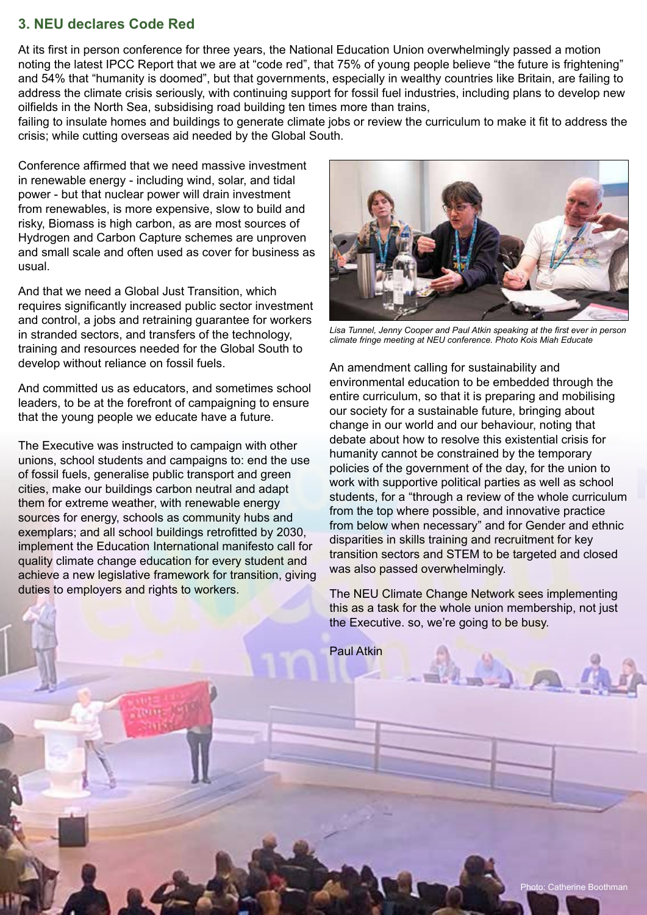### 3. NEU declares Code Red

At its first in person conference for three years, the National Education Union overwhelmingly passed a motion noting the latest IPCC Report that we are at "code red", that 75% of young people believe "the future is frightening" and 54% that "humanity is doomed", but that governments, especially in wealthy countries like Britain, are failing to address the climate crisis seriously, with continuing support for fossil fuel industries, including plans to develop new oilfields in the North Sea, subsidising road building ten times more than trains,
failing to insulate homes and buildings to generate climate jobs or review the curriculum to make it fit to address the crisis; while cutting overseas aid needed by the Global South.

Conference affirmed that we need massive investment in renewable energy - including wind, solar, and tidal power - but that nuclear power will drain investment from renewables, is more expensive, slow to build and risky, Biomass is high carbon, as are most sources of Hydrogen and Carbon Capture schemes are unproven and small scale and often used as cover for business as usual.

And that we need a Global Just Transition, which requires significantly increased public sector investment and control, a jobs and retraining guarantee for workers in stranded sectors, and transfers of the technology, training and resources needed for the Global South to develop without reliance on fossil fuels.

And committed us as educators, and sometimes school leaders, to be at the forefront of campaigning to ensure that the young people we educate have a future.

The Executive was instructed to campaign with other unions, school students and campaigns to: end the use of fossil fuels, generalise public transport and green cities, make our buildings carbon neutral and adapt them for extreme weather, with renewable energy sources for energy, schools as community hubs and exemplars; and all school buildings retrofitted by 2030, implement the Education International manifesto call for quality climate change education for every student and achieve a new legislative framework for transition, giving duties to employers and rights to workers.

*Lisa Tunnel, Jenny Cooper and Paul Atkin speaking at the first ever in person climate fringe meeting at NEU conference. Photo Kois Miah Educate*

An amendment calling for sustainability and environmental education to be embedded through the entire curriculum, so that it is preparing and mobilising our society for a sustainable future, bringing about change in our world and our behaviour, noting that debate about how to resolve this existential crisis for humanity cannot be constrained by the temporary policies of the government of the day, for the union to work with supportive political parties as well as school students, for a "through a review of the whole curriculum from the top where possible, and innovative practice from below when necessary" and for Gender and ethnic disparities in skills training and recruitment for key transition sectors and STEM to be targeted and closed was also passed overwhelmingly.

The NEU Climate Change Network sees implementing this as a task for the whole union membership, not just the Executive. so, we're going to be busy.

Paul Atkin

Photo: Catherine Boothman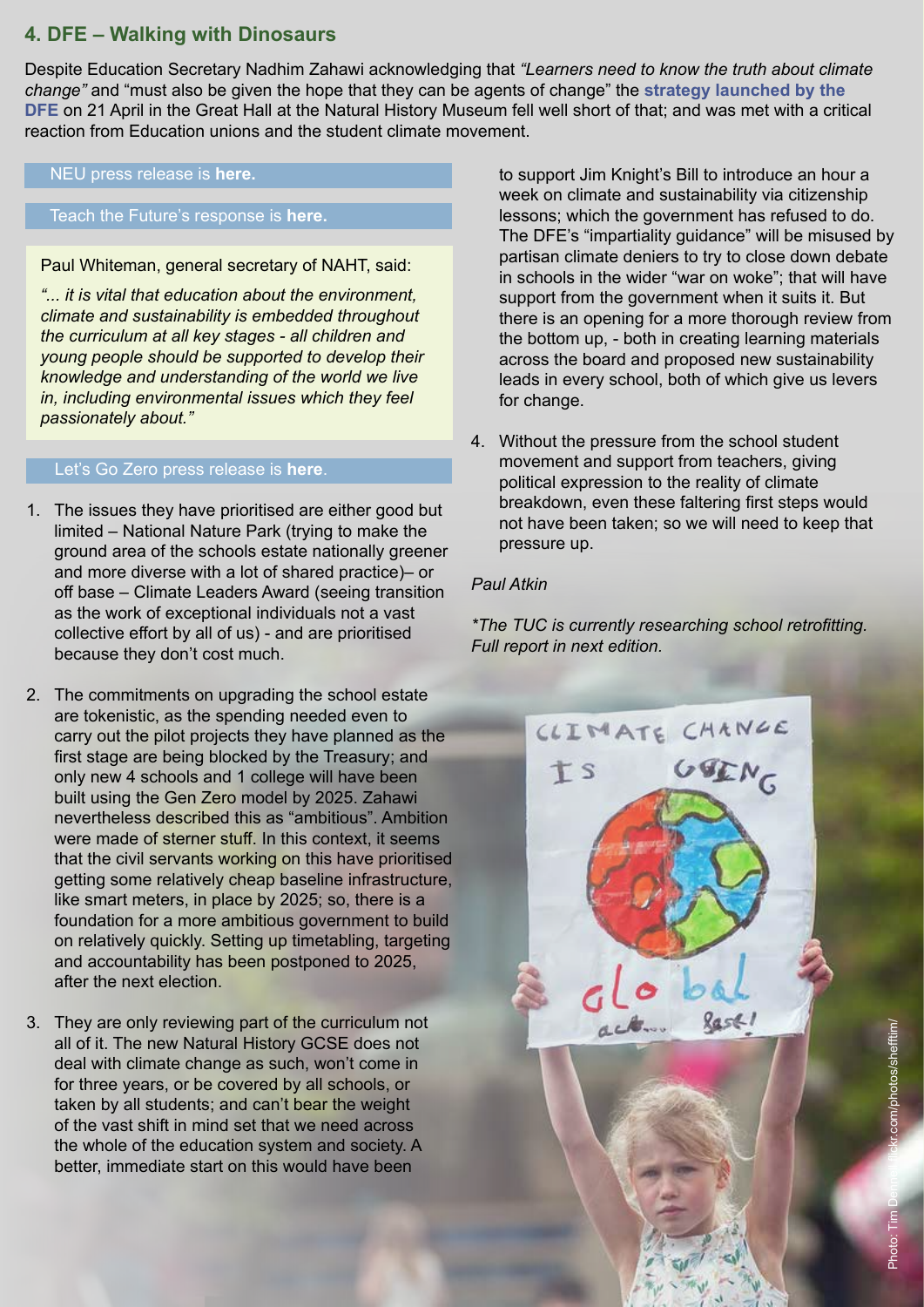## 4. DFE – Walking with Dinosaurs

Despite Education Secretary Nadhim Zahawi acknowledging that *"Learners need to know the truth about climate change"* and "must also be given the hope that they can be agents of change" the **strategy launched by the DFE** on 21 April in the Great Hall at the Natural History Museum fell well short of that; and was met with a critical reaction from Education unions and the student climate movement.

NEU press release is **here.**

Teach the Future's response is **here.**

Paul Whiteman, general secretary of NAHT, said:

*"... it is vital that education about the environment, climate and sustainability is embedded throughout the curriculum at all key stages - all children and young people should be supported to develop their knowledge and understanding of the world we live in, including environmental issues which they feel passionately about."*

Let's Go Zero press release is **here**.

1. The issues they have prioritised are either good but limited – National Nature Park (trying to make the ground area of the schools estate nationally greener and more diverse with a lot of shared practice)– or off base – Climate Leaders Award (seeing transition as the work of exceptional individuals not a vast collective effort by all of us) - and are prioritised because they don't cost much.

2. The commitments on upgrading the school estate are tokenistic, as the spending needed even to carry out the pilot projects they have planned as the first stage are being blocked by the Treasury; and only new 4 schools and 1 college will have been built using the Gen Zero model by 2025. Zahawi nevertheless described this as "ambitious". Ambition were made of sterner stuff. In this context, it seems that the civil servants working on this have prioritised getting some relatively cheap baseline infrastructure, like smart meters, in place by 2025; so, there is a foundation for a more ambitious government to build on relatively quickly. Setting up timetabling, targeting and accountability has been postponed to 2025, after the next election.

3. They are only reviewing part of the curriculum not all of it. The new Natural History GCSE does not deal with climate change as such, won't come in for three years, or be covered by all schools, or taken by all students; and can't bear the weight of the vast shift in mind set that we need across the whole of the education system and society. A better, immediate start on this would have been to support Jim Knight's Bill to introduce an hour a week on climate and sustainability via citizenship lessons; which the government has refused to do. The DFE's "impartiality guidance" will be misused by partisan climate deniers to try to close down debate in schools in the wider "war on woke"; that will have support from the government when it suits it. But there is an opening for a more thorough review from the bottom up, - both in creating learning materials across the board and proposed new sustainability leads in every school, both of which give us levers for change.

4. Without the pressure from the school student movement and support from teachers, giving political expression to the reality of climate breakdown, even these faltering first steps would not have been taken; so we will need to keep that pressure up.

*Paul Atkin*

*\*The TUC is currently researching school retrofitting. Full report in next edition.*

Photo: Tim Dennell flickr.com/photos/shefftim/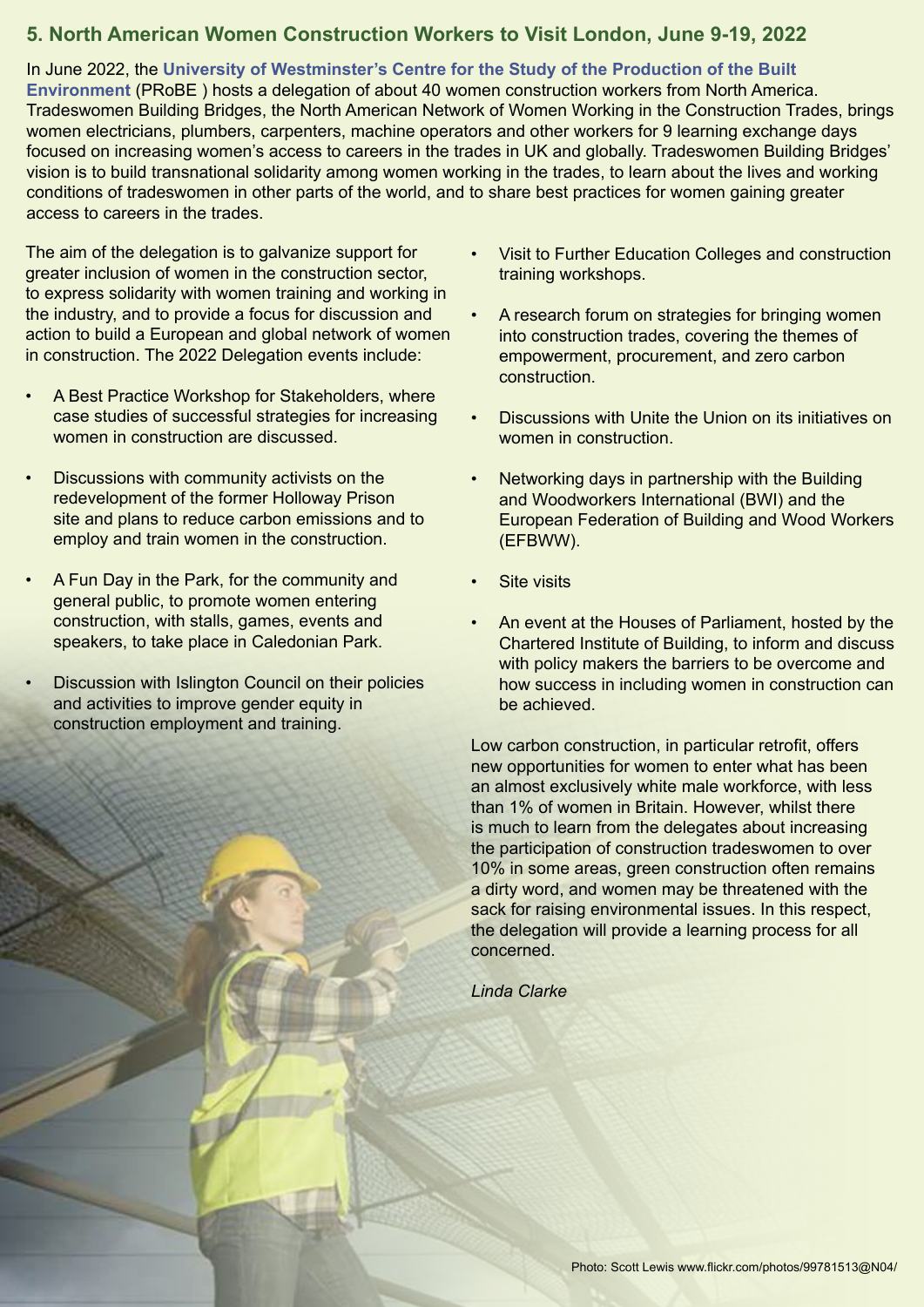## 5. North American Women Construction Workers to Visit London, June 9-19, 2022

In June 2022, the **University of Westminster's Centre for the Study of the Production of the Built Environment** (PRoBE ) hosts a delegation of about 40 women construction workers from North America. Tradeswomen Building Bridges, the North American Network of Women Working in the Construction Trades, brings women electricians, plumbers, carpenters, machine operators and other workers for 9 learning exchange days focused on increasing women's access to careers in the trades in UK and globally. Tradeswomen Building Bridges' vision is to build transnational solidarity among women working in the trades, to learn about the lives and working conditions of tradeswomen in other parts of the world, and to share best practices for women gaining greater access to careers in the trades.

The aim of the delegation is to galvanize support for greater inclusion of women in the construction sector, to express solidarity with women training and working in the industry, and to provide a focus for discussion and action to build a European and global network of women in construction. The 2022 Delegation events include:

- A Best Practice Workshop for Stakeholders, where case studies of successful strategies for increasing women in construction are discussed.
- Discussions with community activists on the redevelopment of the former Holloway Prison site and plans to reduce carbon emissions and to employ and train women in the construction.
- A Fun Day in the Park, for the community and general public, to promote women entering construction, with stalls, games, events and speakers, to take place in Caledonian Park.
- Discussion with Islington Council on their policies and activities to improve gender equity in construction employment and training.
- Visit to Further Education Colleges and construction training workshops.
- A research forum on strategies for bringing women into construction trades, covering the themes of empowerment, procurement, and zero carbon construction.
- Discussions with Unite the Union on its initiatives on women in construction.
- Networking days in partnership with the Building and Woodworkers International (BWI) and the European Federation of Building and Wood Workers (EFBWW).
- Site visits
- An event at the Houses of Parliament, hosted by the Chartered Institute of Building, to inform and discuss with policy makers the barriers to be overcome and how success in including women in construction can be achieved.

Low carbon construction, in particular retrofit, offers new opportunities for women to enter what has been an almost exclusively white male workforce, with less than 1% of women in Britain. However, whilst there is much to learn from the delegates about increasing the participation of construction tradeswomen to over 10% in some areas, green construction often remains a dirty word, and women may be threatened with the sack for raising environmental issues. In this respect, the delegation will provide a learning process for all concerned.

*Linda Clarke*

Photo: Scott Lewis www.flickr.com/photos/99781513@N04/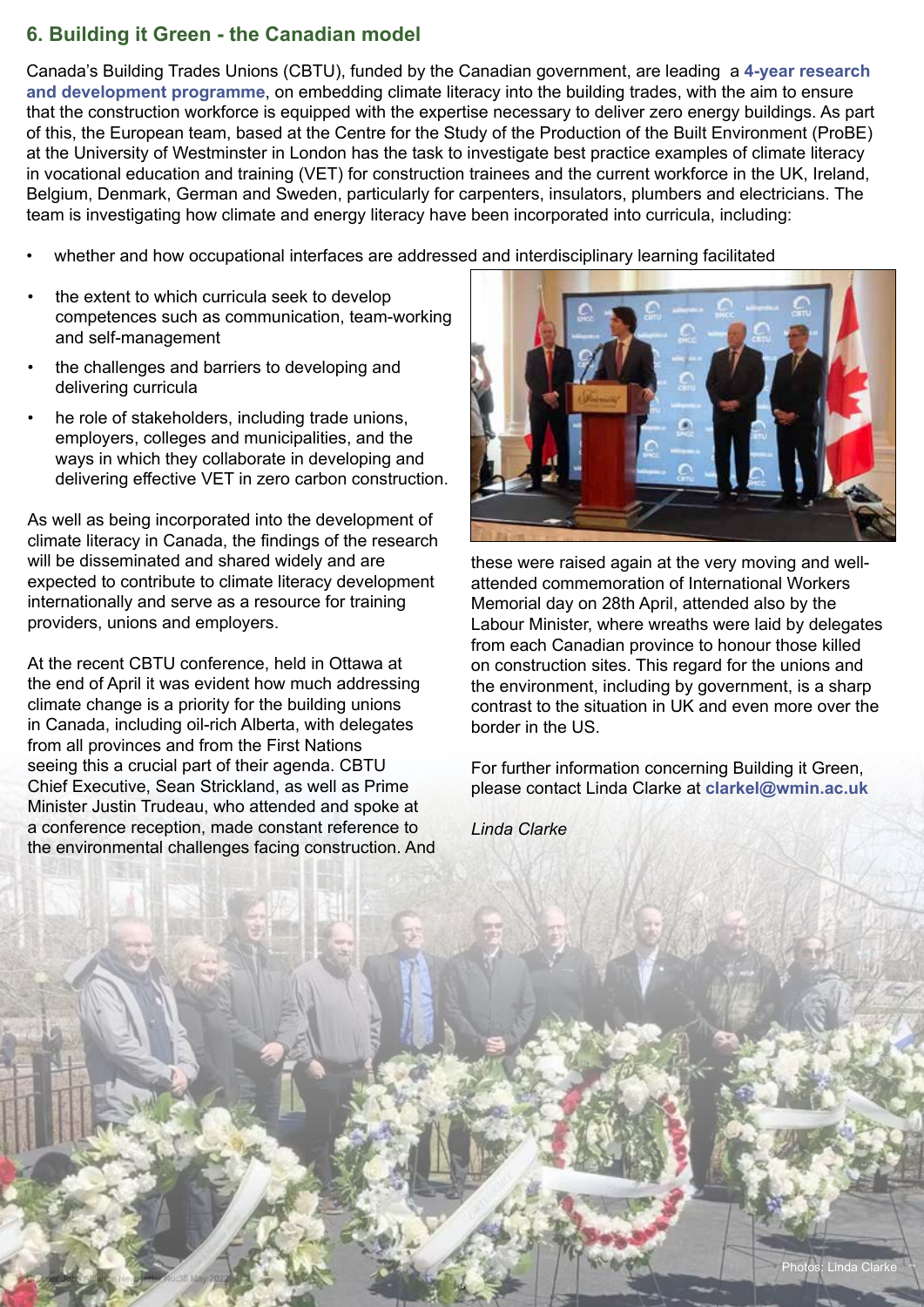## 6. Building it Green - the Canadian model

Canada's Building Trades Unions (CBTU), funded by the Canadian government, are leading a **4-year research and development programme**, on embedding climate literacy into the building trades, with the aim to ensure that the construction workforce is equipped with the expertise necessary to deliver zero energy buildings. As part of this, the European team, based at the Centre for the Study of the Production of the Built Environment (ProBE) at the University of Westminster in London has the task to investigate best practice examples of climate literacy in vocational education and training (VET) for construction trainees and the current workforce in the UK, Ireland, Belgium, Denmark, German and Sweden, particularly for carpenters, insulators, plumbers and electricians. The team is investigating how climate and energy literacy have been incorporated into curricula, including:

- whether and how occupational interfaces are addressed and interdisciplinary learning facilitated
- the extent to which curricula seek to develop competences such as communication, team-working and self-management
- the challenges and barriers to developing and delivering curricula
- he role of stakeholders, including trade unions, employers, colleges and municipalities, and the ways in which they collaborate in developing and delivering effective VET in zero carbon construction.

As well as being incorporated into the development of climate literacy in Canada, the findings of the research will be disseminated and shared widely and are expected to contribute to climate literacy development internationally and serve as a resource for training providers, unions and employers.

At the recent CBTU conference, held in Ottawa at the end of April it was evident how much addressing climate change is a priority for the building unions in Canada, including oil-rich Alberta, with delegates from all provinces and from the First Nations seeing this a crucial part of their agenda. CBTU Chief Executive, Sean Strickland, as well as Prime Minister Justin Trudeau, who attended and spoke at a conference reception, made constant reference to the environmental challenges facing construction. And these were raised again at the very moving and well-attended commemoration of International Workers Memorial day on 28th April, attended also by the Labour Minister, where wreaths were laid by delegates from each Canadian province to honour those killed on construction sites. This regard for the unions and the environment, including by government, is a sharp contrast to the situation in UK and even more over the border in the US.

For further information concerning Building it Green, please contact Linda Clarke at **clarkel@wmin.ac.uk**

*Linda Clarke*

Photos: Linda Clarke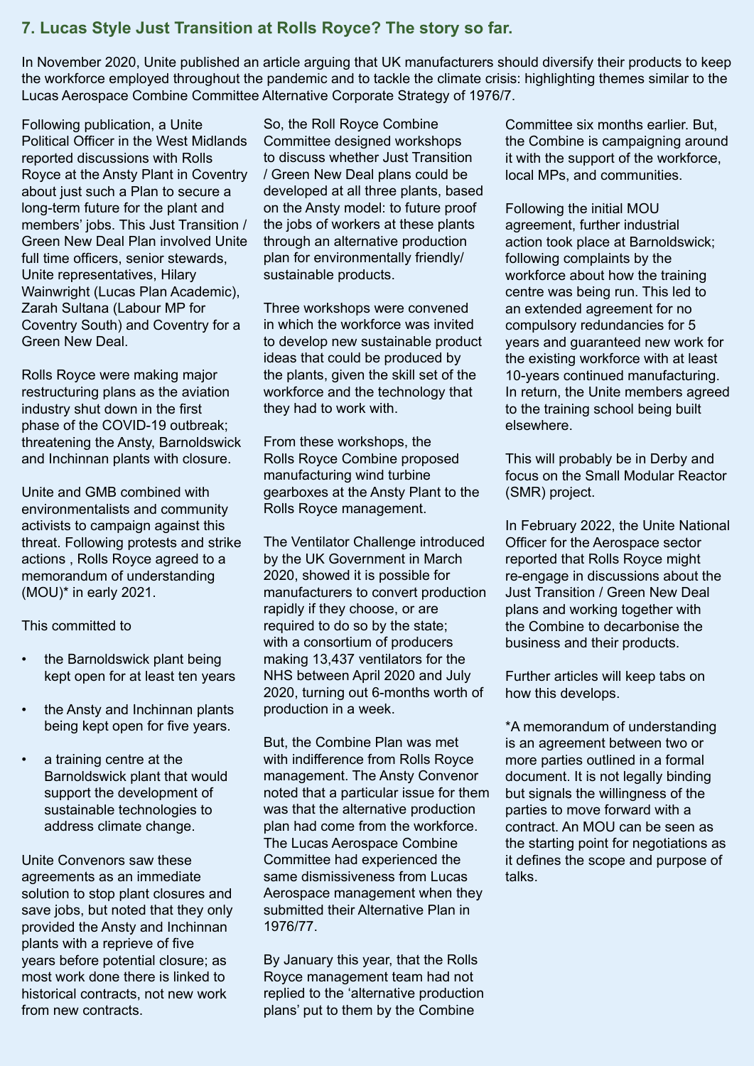## 7. Lucas Style Just Transition at Rolls Royce? The story so far.

In November 2020, Unite published an article arguing that UK manufacturers should diversify their products to keep the workforce employed throughout the pandemic and to tackle the climate crisis: highlighting themes similar to the Lucas Aerospace Combine Committee Alternative Corporate Strategy of 1976/7.

Following publication, a Unite Political Officer in the West Midlands reported discussions with Rolls Royce at the Ansty Plant in Coventry about just such a Plan to secure a long-term future for the plant and members' jobs. This Just Transition / Green New Deal Plan involved Unite full time officers, senior stewards, Unite representatives, Hilary Wainwright (Lucas Plan Academic), Zarah Sultana (Labour MP for Coventry South) and Coventry for a Green New Deal.

Rolls Royce were making major restructuring plans as the aviation industry shut down in the first phase of the COVID-19 outbreak; threatening the Ansty, Barnoldswick and Inchinnan plants with closure.

Unite and GMB combined with environmentalists and community activists to campaign against this threat. Following protests and strike actions , Rolls Royce agreed to a memorandum of understanding (MOU)* in early 2021.

This committed to

- the Barnoldswick plant being kept open for at least ten years
- the Ansty and Inchinnan plants being kept open for five years.
- a training centre at the Barnoldswick plant that would support the development of sustainable technologies to address climate change.

Unite Convenors saw these agreements as an immediate solution to stop plant closures and save jobs, but noted that they only provided the Ansty and Inchinnan plants with a reprieve of five years before potential closure; as most work done there is linked to historical contracts, not new work from new contracts.

So, the Roll Royce Combine Committee designed workshops to discuss whether Just Transition / Green New Deal plans could be developed at all three plants, based on the Ansty model: to future proof the jobs of workers at these plants through an alternative production plan for environmentally friendly/ sustainable products.

Three workshops were convened in which the workforce was invited to develop new sustainable product ideas that could be produced by the plants, given the skill set of the workforce and the technology that they had to work with.

From these workshops, the Rolls Royce Combine proposed manufacturing wind turbine gearboxes at the Ansty Plant to the Rolls Royce management.

The Ventilator Challenge introduced by the UK Government in March 2020, showed it is possible for manufacturers to convert production rapidly if they choose, or are required to do so by the state; with a consortium of producers making 13,437 ventilators for the NHS between April 2020 and July 2020, turning out 6-months worth of production in a week.

But, the Combine Plan was met with indifference from Rolls Royce management. The Ansty Convenor noted that a particular issue for them was that the alternative production plan had come from the workforce. The Lucas Aerospace Combine Committee had experienced the same dismissiveness from Lucas Aerospace management when they submitted their Alternative Plan in 1976/77.

By January this year, that the Rolls Royce management team had not replied to the 'alternative production plans' put to them by the Combine Committee six months earlier. But, the Combine is campaigning around it with the support of the workforce, local MPs, and communities.

Following the initial MOU agreement, further industrial action took place at Barnoldswick; following complaints by the workforce about how the training centre was being run. This led to an extended agreement for no compulsory redundancies for 5 years and guaranteed new work for the existing workforce with at least 10-years continued manufacturing. In return, the Unite members agreed to the training school being built elsewhere.

This will probably be in Derby and focus on the Small Modular Reactor (SMR) project.

In February 2022, the Unite National Officer for the Aerospace sector reported that Rolls Royce might re-engage in discussions about the Just Transition / Green New Deal plans and working together with the Combine to decarbonise the business and their products.

Further articles will keep tabs on how this develops.

*A memorandum of understanding is an agreement between two or more parties outlined in a formal document. It is not legally binding but signals the willingness of the parties to move forward with a contract. An MOU can be seen as the starting point for negotiations as it defines the scope and purpose of talks.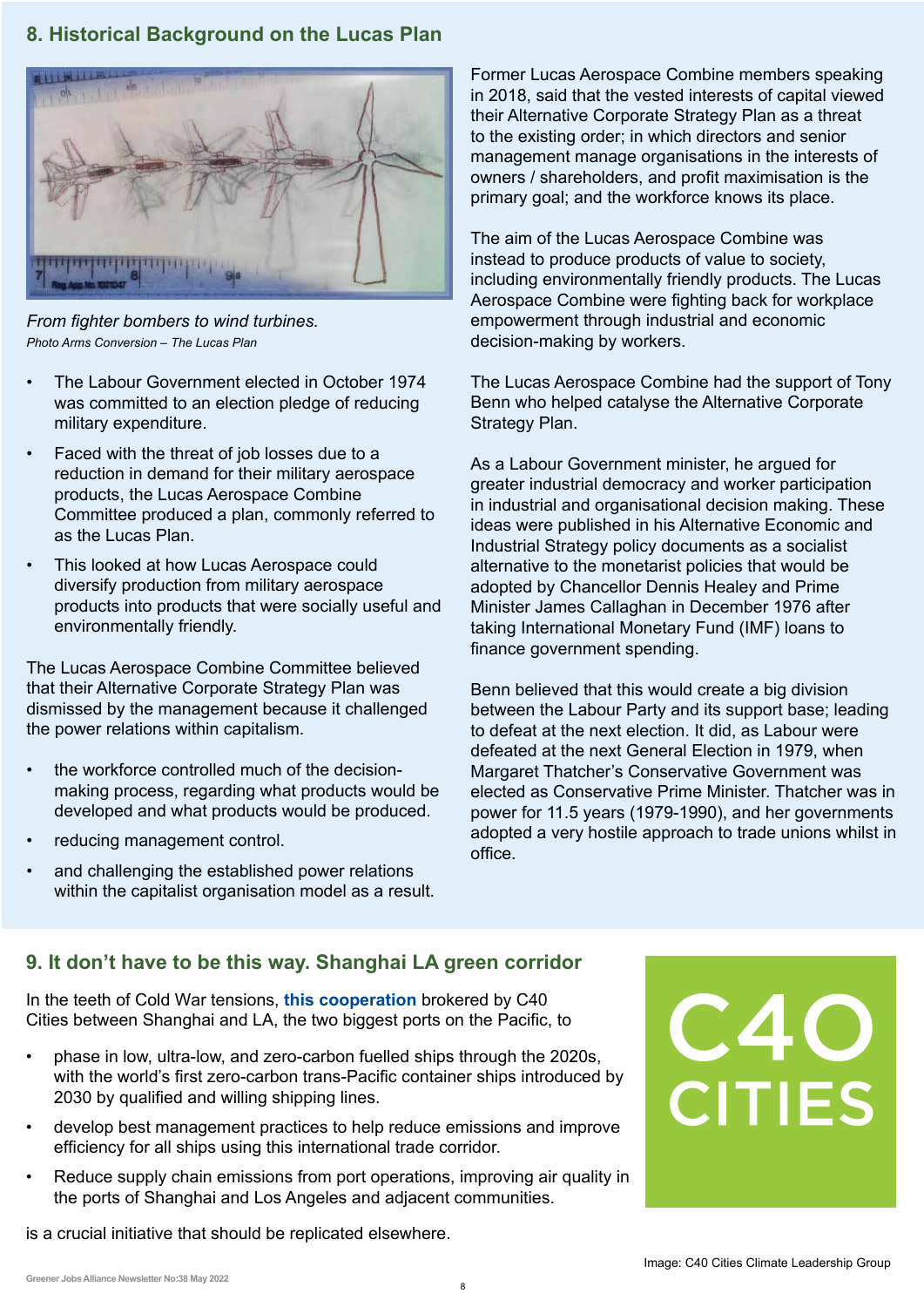## 8. Historical Background on the Lucas Plan

*From fighter bombers to wind turbines.*
*Photo Arms Conversion – The Lucas Plan*

- The Labour Government elected in October 1974 was committed to an election pledge of reducing military expenditure.
- Faced with the threat of job losses due to a reduction in demand for their military aerospace products, the Lucas Aerospace Combine Committee produced a plan, commonly referred to as the Lucas Plan.
- This looked at how Lucas Aerospace could diversify production from military aerospace products into products that were socially useful and environmentally friendly.

The Lucas Aerospace Combine Committee believed that their Alternative Corporate Strategy Plan was dismissed by the management because it challenged the power relations within capitalism.

- the workforce controlled much of the decision-making process, regarding what products would be developed and what products would be produced.
- reducing management control.
- and challenging the established power relations within the capitalist organisation model as a result.

Former Lucas Aerospace Combine members speaking in 2018, said that the vested interests of capital viewed their Alternative Corporate Strategy Plan as a threat to the existing order; in which directors and senior management manage organisations in the interests of owners / shareholders, and profit maximisation is the primary goal; and the workforce knows its place.

The aim of the Lucas Aerospace Combine was instead to produce products of value to society, including environmentally friendly products. The Lucas Aerospace Combine were fighting back for workplace empowerment through industrial and economic decision-making by workers.

The Lucas Aerospace Combine had the support of Tony Benn who helped catalyse the Alternative Corporate Strategy Plan.

As a Labour Government minister, he argued for greater industrial democracy and worker participation in industrial and organisational decision making. These ideas were published in his Alternative Economic and Industrial Strategy policy documents as a socialist alternative to the monetarist policies that would be adopted by Chancellor Dennis Healey and Prime Minister James Callaghan in December 1976 after taking International Monetary Fund (IMF) loans to finance government spending.

Benn believed that this would create a big division between the Labour Party and its support base; leading to defeat at the next election. It did, as Labour were defeated at the next General Election in 1979, when Margaret Thatcher's Conservative Government was elected as Conservative Prime Minister. Thatcher was in power for 11.5 years (1979-1990), and her governments adopted a very hostile approach to trade unions whilst in office.

## 9. It don't have to be this way. Shanghai LA green corridor

In the teeth of Cold War tensions, **this cooperation** brokered by C40 Cities between Shanghai and LA, the two biggest ports on the Pacific, to

- phase in low, ultra-low, and zero-carbon fuelled ships through the 2020s, with the world's first zero-carbon trans-Pacific container ships introduced by 2030 by qualified and willing shipping lines.
- develop best management practices to help reduce emissions and improve efficiency for all ships using this international trade corridor.
- Reduce supply chain emissions from port operations, improving air quality in the ports of Shanghai and Los Angeles and adjacent communities.

is a crucial initiative that should be replicated elsewhere.

C40 CITIES

Image: C40 Cities Climate Leadership Group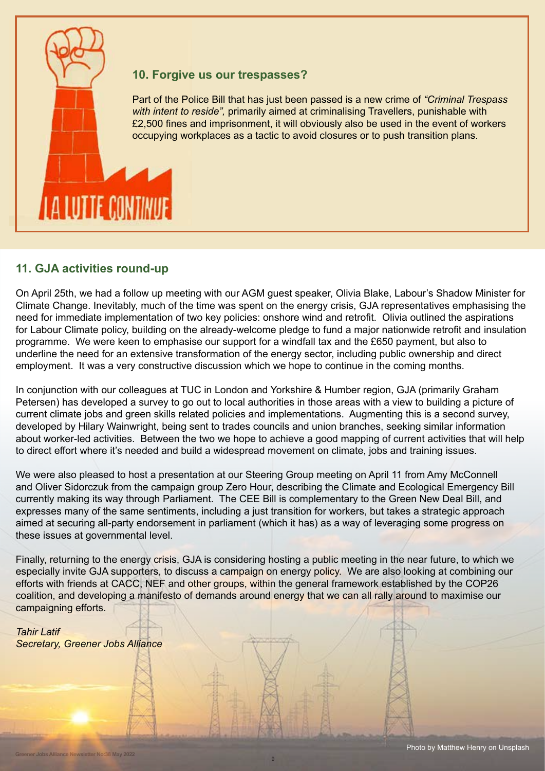## 10. Forgive us our trespasses?

Part of the Police Bill that has just been passed is a new crime of *"Criminal Trespass with intent to reside",* primarily aimed at criminalising Travellers, punishable with £2,500 fines and imprisonment, it will obviously also be used in the event of workers occupying workplaces as a tactic to avoid closures or to push transition plans.

LA LUTTE CONTINUE

## 11. GJA activities round-up

On April 25th, we had a follow up meeting with our AGM guest speaker, Olivia Blake, Labour's Shadow Minister for Climate Change. Inevitably, much of the time was spent on the energy crisis, GJA representatives emphasising the need for immediate implementation of two key policies: onshore wind and retrofit. Olivia outlined the aspirations for Labour Climate policy, building on the already-welcome pledge to fund a major nationwide retrofit and insulation programme. We were keen to emphasise our support for a windfall tax and the £650 payment, but also to underline the need for an extensive transformation of the energy sector, including public ownership and direct employment. It was a very constructive discussion which we hope to continue in the coming months.

In conjunction with our colleagues at TUC in London and Yorkshire & Humber region, GJA (primarily Graham Petersen) has developed a survey to go out to local authorities in those areas with a view to building a picture of current climate jobs and green skills related policies and implementations. Augmenting this is a second survey, developed by Hilary Wainwright, being sent to trades councils and union branches, seeking similar information about worker-led activities. Between the two we hope to achieve a good mapping of current activities that will help to direct effort where it's needed and build a widespread movement on climate, jobs and training issues.

We were also pleased to host a presentation at our Steering Group meeting on April 11 from Amy McConnell and Oliver Sidorczuk from the campaign group Zero Hour, describing the Climate and Ecological Emergency Bill currently making its way through Parliament. The CEE Bill is complementary to the Green New Deal Bill, and expresses many of the same sentiments, including a just transition for workers, but takes a strategic approach aimed at securing all-party endorsement in parliament (which it has) as a way of leveraging some progress on these issues at governmental level.

Finally, returning to the energy crisis, GJA is considering hosting a public meeting in the near future, to which we especially invite GJA supporters, to discuss a campaign on energy policy. We are also looking at combining our efforts with friends at CACC, NEF and other groups, within the general framework established by the COP26 coalition, and developing a manifesto of demands around energy that we can all rally around to maximise our campaigning efforts.

*Tahir Latif*
*Secretary, Greener Jobs Alliance*

Photo by Matthew Henry on Unsplash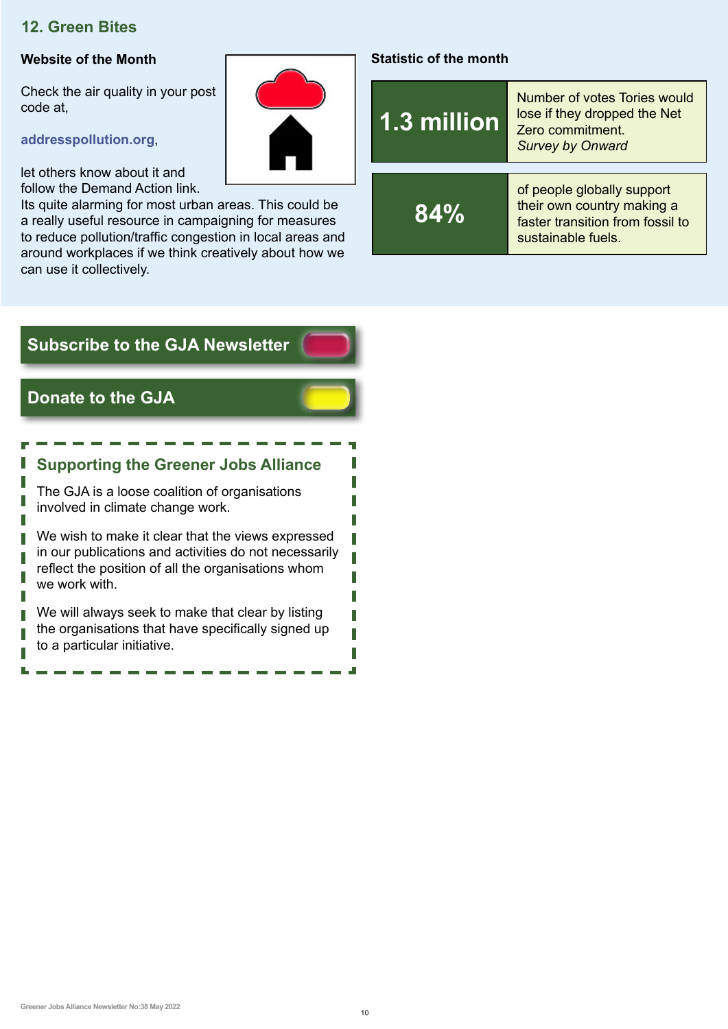## 12. Green Bites

### Website of the Month

Check the air quality in your post code at,

**addresspollution.org**,

let others know about it and follow the Demand Action link. Its quite alarming for most urban areas. This could be a really useful resource in campaigning for measures to reduce pollution/traffic congestion in local areas and around workplaces if we think creatively about how we can use it collectively.

### Statistic of the month

| | |
|---|---|
| **1.3 million** | Number of votes Tories would lose if they dropped the Net Zero commitment. *Survey by Onward* |
| **84%** | of people globally support their own country making a faster transition from fossil to sustainable fuels. |

**Subscribe to the GJA Newsletter**

**Donate to the GJA**

### Supporting the Greener Jobs Alliance

The GJA is a loose coalition of organisations involved in climate change work.

We wish to make it clear that the views expressed in our publications and activities do not necessarily reflect the position of all the organisations whom we work with.

We will always seek to make that clear by listing the organisations that have specifically signed up to a particular initiative.